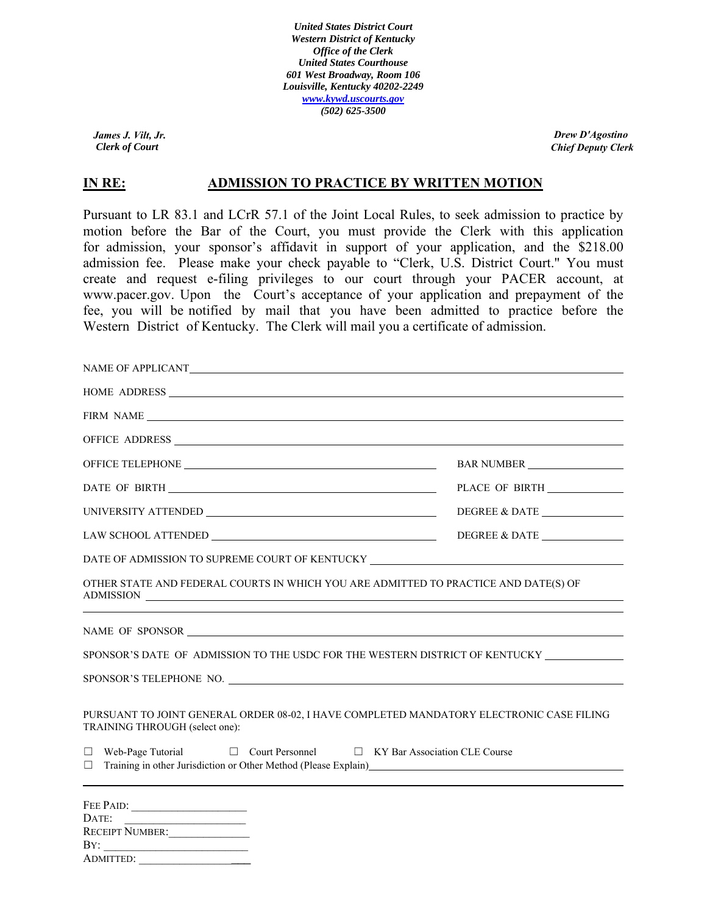*United States District Court*
*Western District of Kentucky*
*Office of the Clerk*
*United States Courthouse*
*601 West Broadway, Room 106*
*Louisville, Kentucky 40202-2249*
*www.kywd.uscourts.gov*
*(502) 625-3500*

*James J. Vilt, Jr.*
*Clerk of Court*

*Drew D'Agostino*
*Chief Deputy Clerk*

## IN RE: ADMISSION TO PRACTICE BY WRITTEN MOTION

Pursuant to LR 83.1 and LCrR 57.1 of the Joint Local Rules, to seek admission to practice by motion before the Bar of the Court, you must provide the Clerk with this application for admission, your sponsor's affidavit in support of your application, and the $218.00 admission fee. Please make your check payable to "Clerk, U.S. District Court." You must create and request e-filing privileges to our court through your PACER account, at www.pacer.gov. Upon the Court's acceptance of your application and prepayment of the fee, you will be notified by mail that you have been admitted to practice before the Western District of Kentucky. The Clerk will mail you a certificate of admission.

NAME OF APPLICANT ______________________________

HOME ADDRESS ______________________________

FIRM NAME ______________________________

OFFICE ADDRESS ______________________________

OFFICE TELEPHONE ______________________________ BAR NUMBER ______________

DATE OF BIRTH ______________________________ PLACE OF BIRTH ______________

UNIVERSITY ATTENDED ______________________________ DEGREE & DATE ______________

LAW SCHOOL ATTENDED ______________________________ DEGREE & DATE ______________

DATE OF ADMISSION TO SUPREME COURT OF KENTUCKY ______________________________

OTHER STATE AND FEDERAL COURTS IN WHICH YOU ARE ADMITTED TO PRACTICE AND DATE(S) OF ADMISSION ______________________________

______________________________

NAME OF SPONSOR ______________________________

SPONSOR'S DATE OF ADMISSION TO THE USDC FOR THE WESTERN DISTRICT OF KENTUCKY ______________

SPONSOR'S TELEPHONE NO. ______________________________

PURSUANT TO JOINT GENERAL ORDER 08-02, I HAVE COMPLETED MANDATORY ELECTRONIC CASE FILING TRAINING THROUGH (select one):

☐ Web-Page Tutorial ☐ Court Personnel ☐ KY Bar Association CLE Course
☐ Training in other Jurisdiction or Other Method (Please Explain) ______________________________

---

FEE PAID: ______________
DATE: ______________
RECEIPT NUMBER: ______________
BY: ______________
ADMITTED: ______________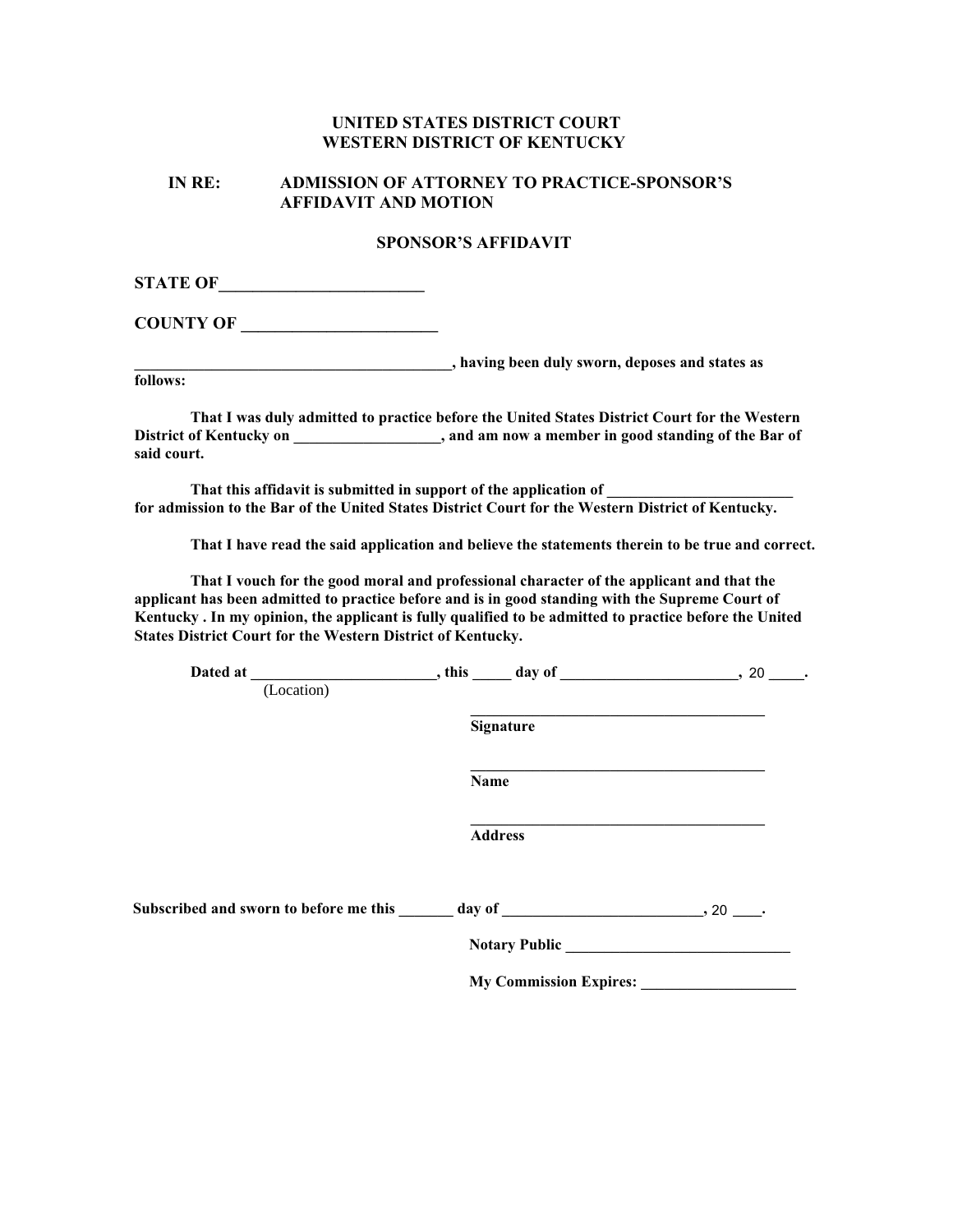**UNITED STATES DISTRICT COURT**
**WESTERN DISTRICT OF KENTUCKY**

**IN RE: ADMISSION OF ATTORNEY TO PRACTICE-SPONSOR'S AFFIDAVIT AND MOTION**

**SPONSOR'S AFFIDAVIT**

**STATE OF________________________**

**COUNTY OF _______________________**

**________________________________________, having been duly sworn, deposes and states as follows:**

**That I was duly admitted to practice before the United States District Court for the Western District of Kentucky on __________________, and am now a member in good standing of the Bar of said court.**

**That this affidavit is submitted in support of the application of ________________________ for admission to the Bar of the United States District Court for the Western District of Kentucky.**

**That I have read the said application and believe the statements therein to be true and correct.**

**That I vouch for the good moral and professional character of the applicant and that the applicant has been admitted to practice before and is in good standing with the Supreme Court of Kentucky . In my opinion, the applicant is fully qualified to be admitted to practice before the United States District Court for the Western District of Kentucky.**

**Dated at _______________________, this _____ day of ______________________, 20 ____.**
(Location)

______________________________________
**Signature**

______________________________________
**Name**

______________________________________
**Address**

**Subscribed and sworn to before me this _______ day of _________________________, 20 ___.**

**Notary Public _____________________________**

**My Commission Expires: ____________________**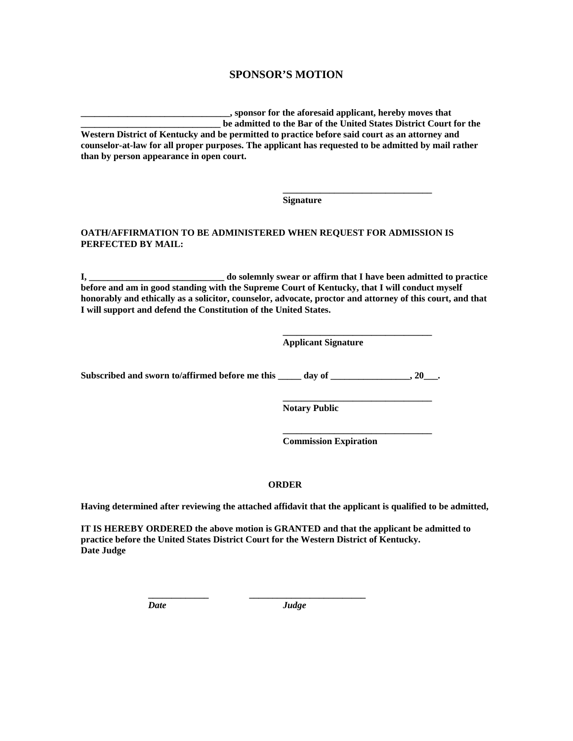# SPONSOR'S MOTION

**________________________________, sponsor for the aforesaid applicant, hereby moves that ______________________________ be admitted to the Bar of the United States District Court for the Western District of Kentucky and be permitted to practice before said court as an attorney and counselor-at-law for all proper purposes. The applicant has requested to be admitted by mail rather than by person appearance in open court.**

**_________________________________**
**Signature**

**OATH/AFFIRMATION TO BE ADMINISTERED WHEN REQUEST FOR ADMISSION IS PERFECTED BY MAIL:**

**I, _____________________________ do solemnly swear or affirm that I have been admitted to practice before and am in good standing with the Supreme Court of Kentucky, that I will conduct myself honorably and ethically as a solicitor, counselor, advocate, proctor and attorney of this court, and that I will support and defend the Constitution of the United States.**

**_________________________________**
**Applicant Signature**

**Subscribed and sworn to/affirmed before me this _____ day of _________________, 20___.**

**_________________________________**
**Notary Public**

**_________________________________**
**Commission Expiration**

**ORDER**

**Having determined after reviewing the attached affidavit that the applicant is qualified to be admitted,**

**IT IS HEREBY ORDERED the above motion is GRANTED and that the applicant be admitted to practice before the United States District Court for the Western District of Kentucky.**
**Date Judge**

**_____________** **_________________________**
***Date*** ***Judge***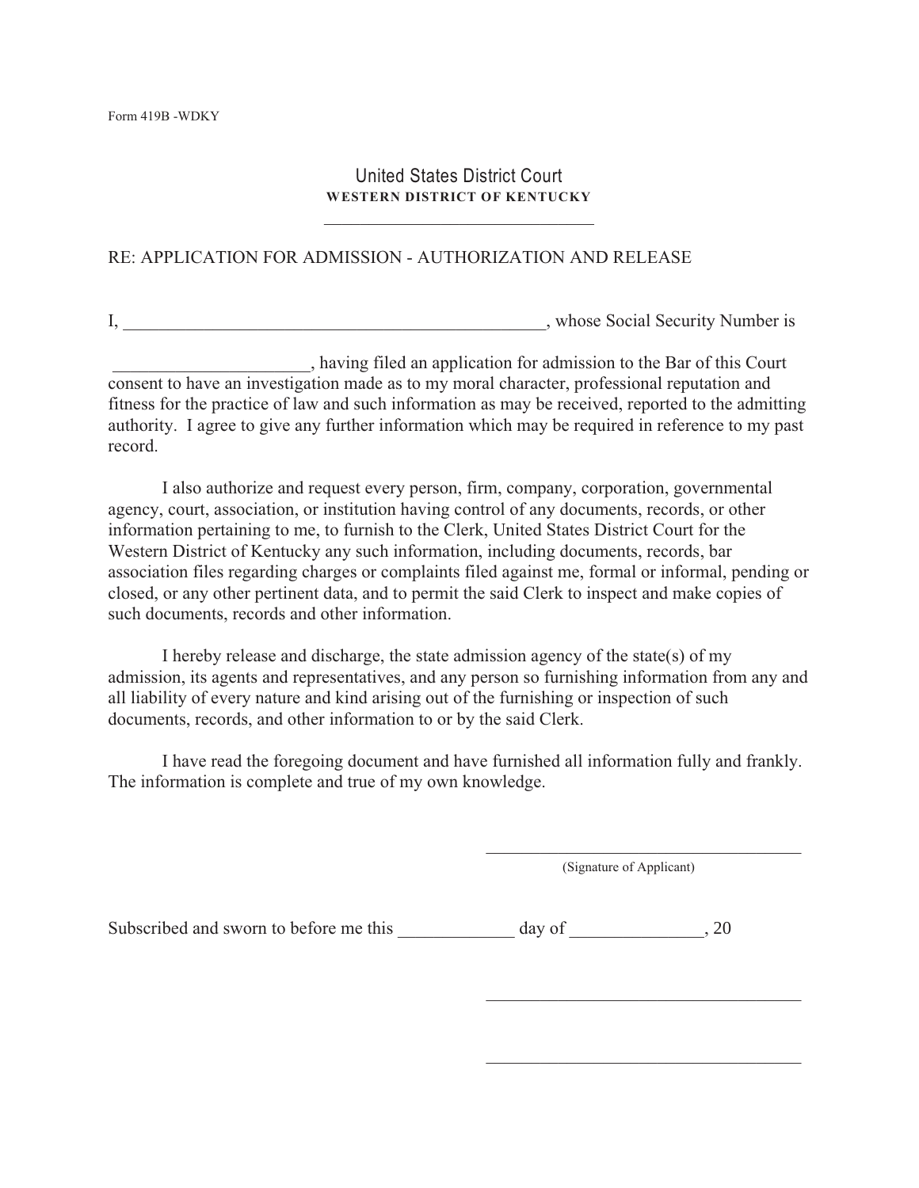Form 419B -WDKY

United States District Court

**WESTERN DISTRICT OF KENTUCKY**

________________________________

RE: APPLICATION FOR ADMISSION - AUTHORIZATION AND RELEASE

I, ________________________________________________, whose Social Security Number is

_____________________, having filed an application for admission to the Bar of this Court consent to have an investigation made as to my moral character, professional reputation and fitness for the practice of law and such information as may be received, reported to the admitting authority. I agree to give any further information which may be required in reference to my past record.

I also authorize and request every person, firm, company, corporation, governmental agency, court, association, or institution having control of any documents, records, or other information pertaining to me, to furnish to the Clerk, United States District Court for the Western District of Kentucky any such information, including documents, records, bar association files regarding charges or complaints filed against me, formal or informal, pending or closed, or any other pertinent data, and to permit the said Clerk to inspect and make copies of such documents, records and other information.

I hereby release and discharge, the state admission agency of the state(s) of my admission, its agents and representatives, and any person so furnishing information from any and all liability of every nature and kind arising out of the furnishing or inspection of such documents, records, and other information to or by the said Clerk.

I have read the foregoing document and have furnished all information fully and frankly. The information is complete and true of my own knowledge.

____________________________________
(Signature of Applicant)

Subscribed and sworn to before me this ____________ day of ______________, 20

____________________________________

____________________________________